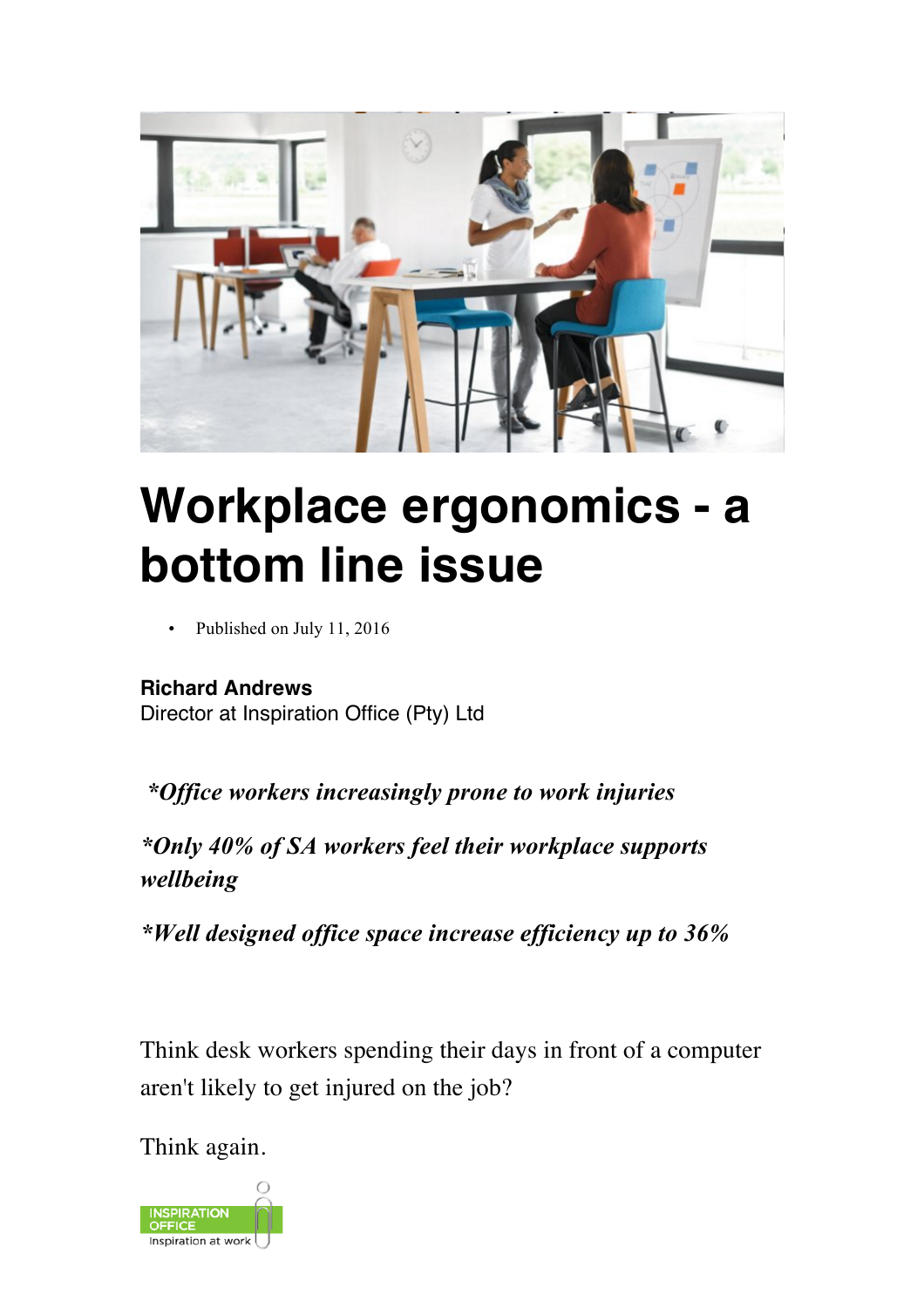# Workplace ergonomics - a bottom line issue

- Published on July 11, 2016

**Richard Andrews**
Director at Inspiration Office (Pty) Ltd

***Office workers increasingly prone to work injuries***

***Only 40% of SA workers feel their workplace supports wellbeing***

***Well designed office space increase efficiency up to 36%***

Think desk workers spending their days in front of a computer aren't likely to get injured on the job?

Think again.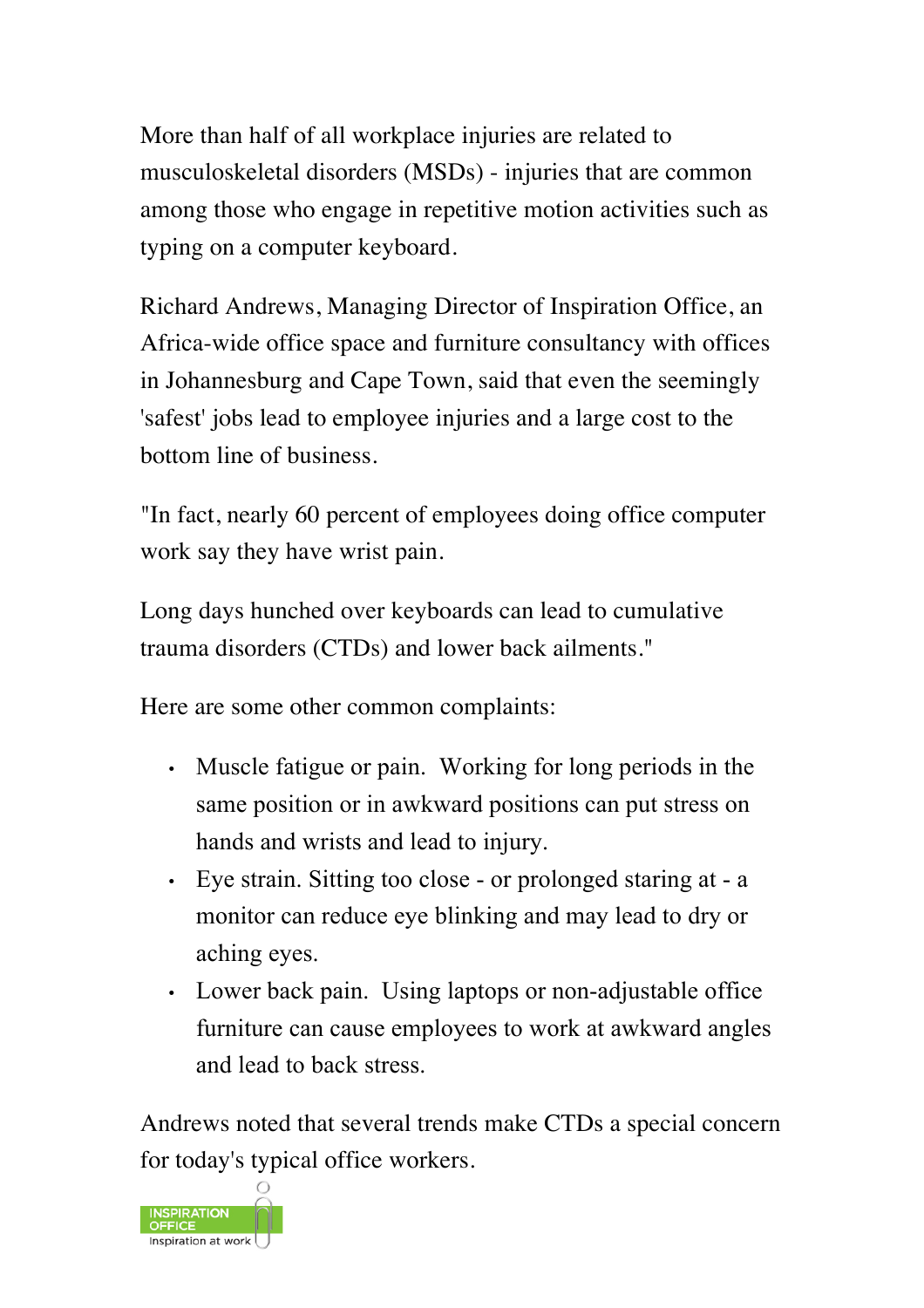More than half of all workplace injuries are related to musculoskeletal disorders (MSDs) - injuries that are common among those who engage in repetitive motion activities such as typing on a computer keyboard.

Richard Andrews, Managing Director of Inspiration Office, an Africa-wide office space and furniture consultancy with offices in Johannesburg and Cape Town, said that even the seemingly 'safest' jobs lead to employee injuries and a large cost to the bottom line of business.

"In fact, nearly 60 percent of employees doing office computer work say they have wrist pain.

Long days hunched over keyboards can lead to cumulative trauma disorders (CTDs) and lower back ailments."

Here are some other common complaints:

- Muscle fatigue or pain. Working for long periods in the same position or in awkward positions can put stress on hands and wrists and lead to injury.
- Eye strain. Sitting too close - or prolonged staring at - a monitor can reduce eye blinking and may lead to dry or aching eyes.
- Lower back pain. Using laptops or non-adjustable office furniture can cause employees to work at awkward angles and lead to back stress.

Andrews noted that several trends make CTDs a special concern for today's typical office workers.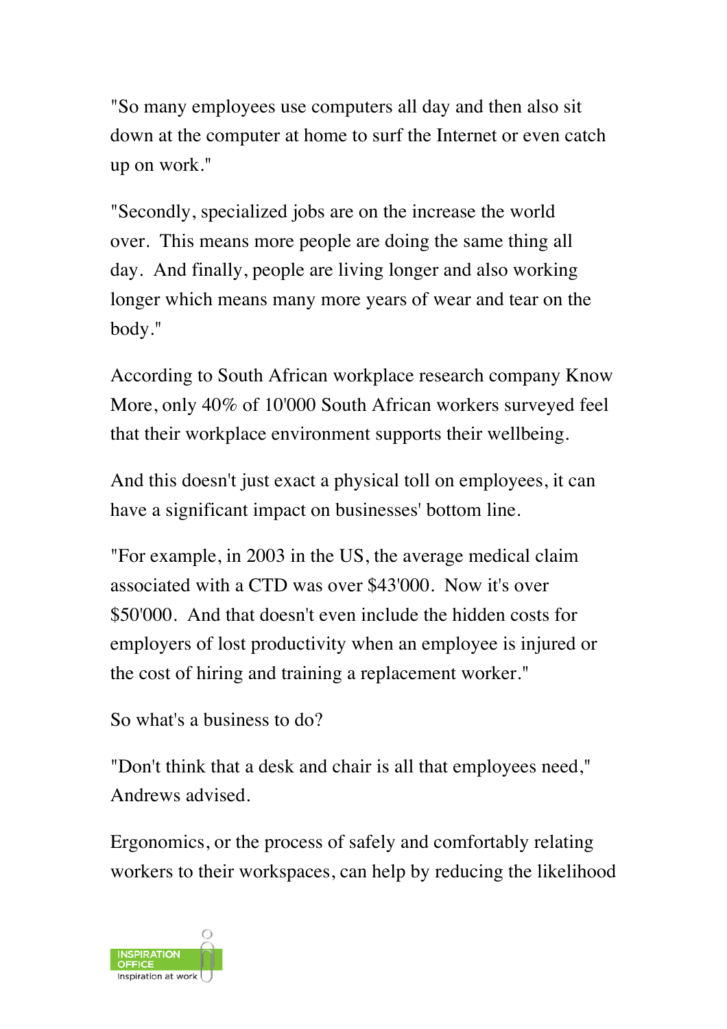"So many employees use computers all day and then also sit down at the computer at home to surf the Internet or even catch up on work."

"Secondly, specialized jobs are on the increase the world over. This means more people are doing the same thing all day. And finally, people are living longer and also working longer which means many more years of wear and tear on the body."

According to South African workplace research company Know More, only 40% of 10'000 South African workers surveyed feel that their workplace environment supports their wellbeing.

And this doesn't just exact a physical toll on employees, it can have a significant impact on businesses' bottom line.

"For example, in 2003 in the US, the average medical claim associated with a CTD was over $43'000. Now it's over $50'000. And that doesn't even include the hidden costs for employers of lost productivity when an employee is injured or the cost of hiring and training a replacement worker."

So what's a business to do?

"Don't think that a desk and chair is all that employees need," Andrews advised.

Ergonomics, or the process of safely and comfortably relating workers to their workspaces, can help by reducing the likelihood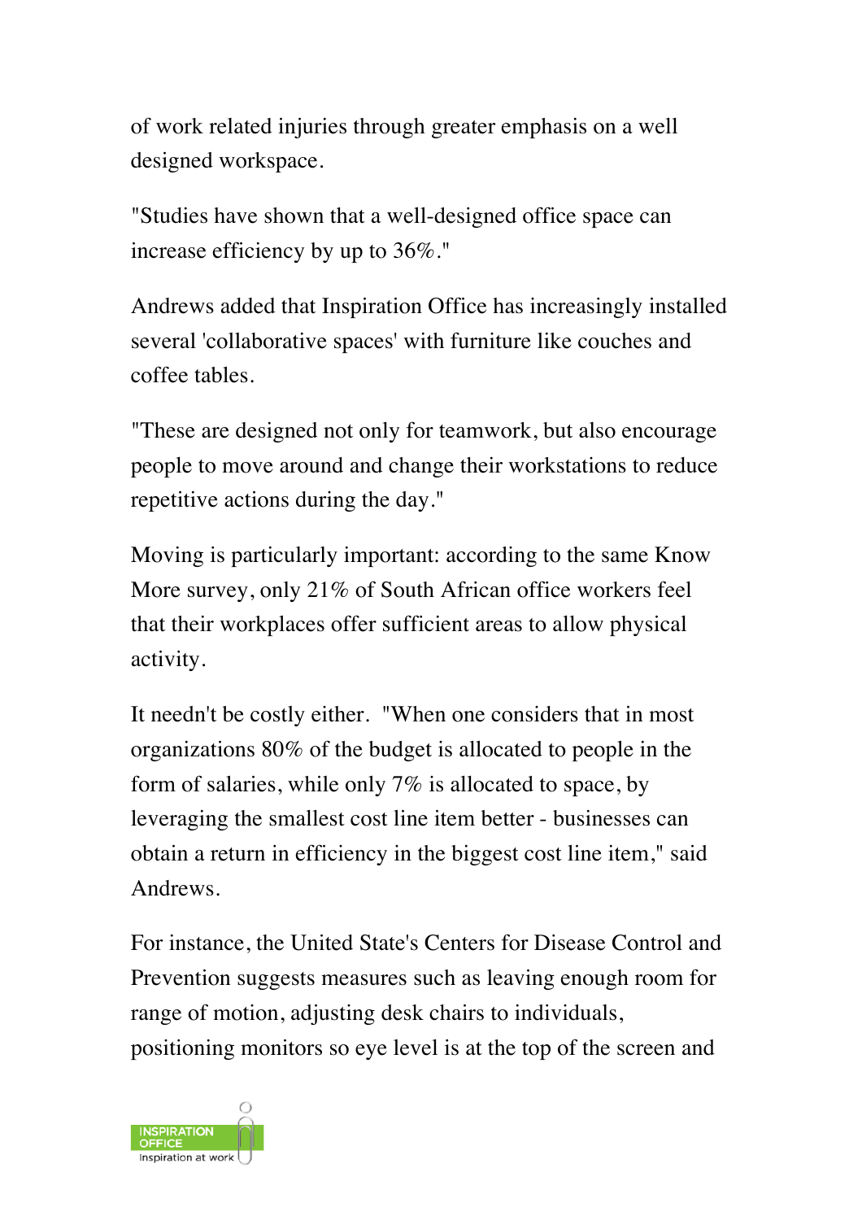of work related injuries through greater emphasis on a well designed workspace.

"Studies have shown that a well-designed office space can increase efficiency by up to 36%."

Andrews added that Inspiration Office has increasingly installed several 'collaborative spaces' with furniture like couches and coffee tables.

"These are designed not only for teamwork, but also encourage people to move around and change their workstations to reduce repetitive actions during the day."

Moving is particularly important: according to the same Know More survey, only 21% of South African office workers feel that their workplaces offer sufficient areas to allow physical activity.

It needn't be costly either. "When one considers that in most organizations 80% of the budget is allocated to people in the form of salaries, while only 7% is allocated to space, by leveraging the smallest cost line item better - businesses can obtain a return in efficiency in the biggest cost line item," said Andrews.

For instance, the United State's Centers for Disease Control and Prevention suggests measures such as leaving enough room for range of motion, adjusting desk chairs to individuals, positioning monitors so eye level is at the top of the screen and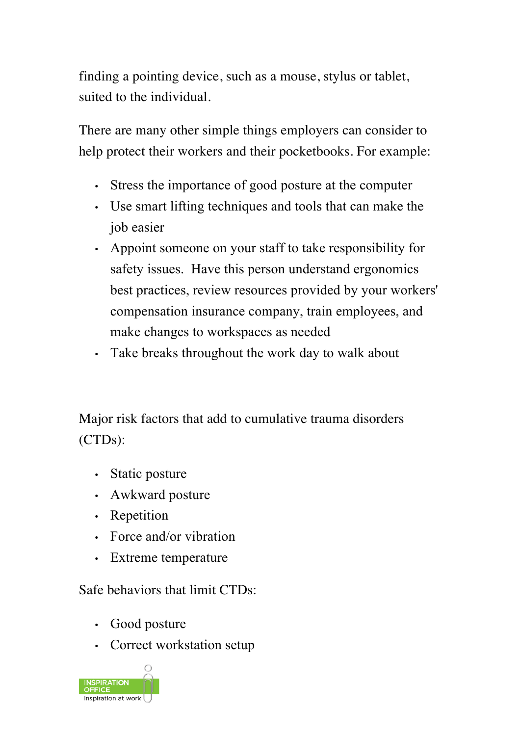finding a pointing device, such as a mouse, stylus or tablet, suited to the individual.

There are many other simple things employers can consider to help protect their workers and their pocketbooks. For example:

- Stress the importance of good posture at the computer
- Use smart lifting techniques and tools that can make the job easier
- Appoint someone on your staff to take responsibility for safety issues. Have this person understand ergonomics best practices, review resources provided by your workers' compensation insurance company, train employees, and make changes to workspaces as needed
- Take breaks throughout the work day to walk about

Major risk factors that add to cumulative trauma disorders (CTDs):

- Static posture
- Awkward posture
- Repetition
- Force and/or vibration
- Extreme temperature

Safe behaviors that limit CTDs:

- Good posture
- Correct workstation setup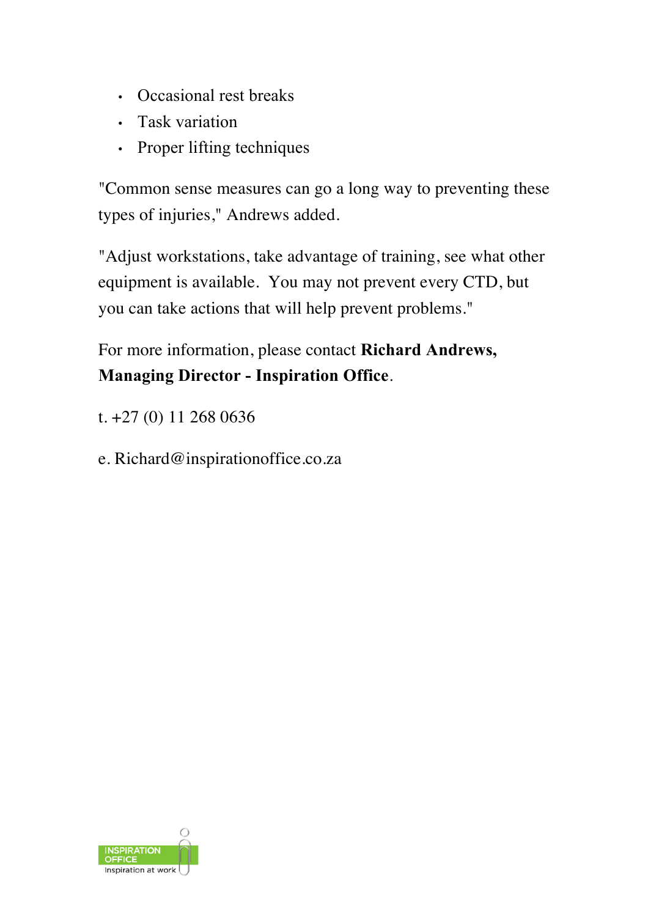- Occasional rest breaks
- Task variation
- Proper lifting techniques

"Common sense measures can go a long way to preventing these types of injuries," Andrews added.

"Adjust workstations, take advantage of training, see what other equipment is available. You may not prevent every CTD, but you can take actions that will help prevent problems."

For more information, please contact **Richard Andrews, Managing Director - Inspiration Office**.

t. +27 (0) 11 268 0636

e. Richard@inspirationoffice.co.za